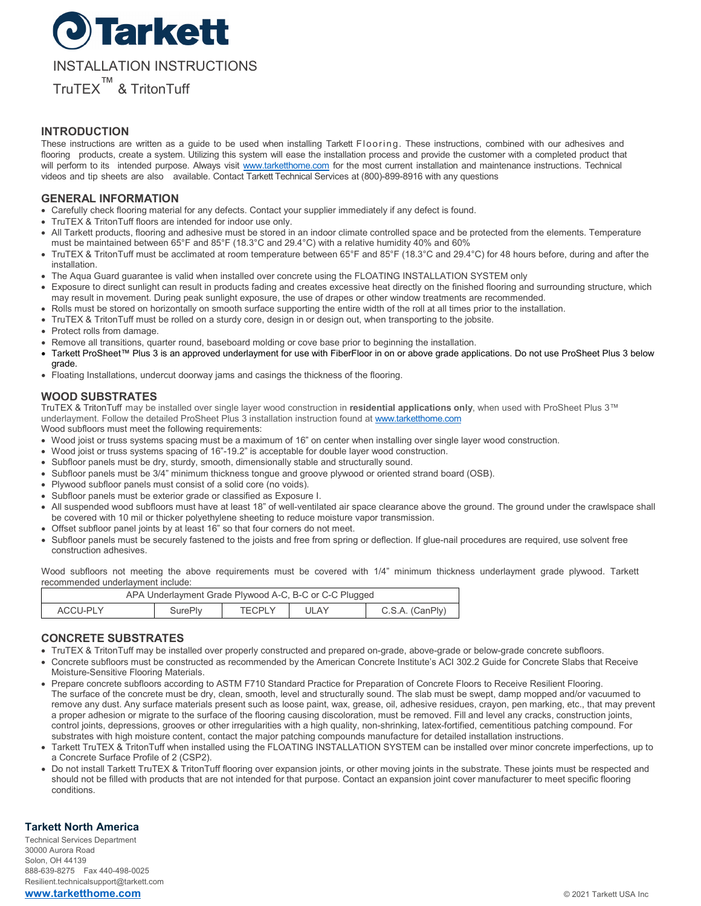# Tarkett

INSTALLATION INSTRUCTIONS

TruTEX™ & TritonTuff

## INTRODUCTION

These instructions are written as a guide to be used when installing Tarkett Flooring. These instructions, combined with our adhesives and flooring products, create a system. Utilizing this system will ease the installation process and provide the customer with a completed product that will perform to its intended purpose. Always visit www.tarketthome.com for the most current installation and maintenance instructions. Technical videos and tip sheets are also available. Contact Tarkett Technical Services at (800)-899-8916 with any questions

## GENERAL INFORMATION

- Carefully check flooring material for any defects. Contact your supplier immediately if any defect is found.
- TruTEX & TritonTuff floors are intended for indoor use only.
- All Tarkett products, flooring and adhesive must be stored in an indoor climate controlled space and be protected from the elements. Temperature must be maintained between 65°F and 85°F (18.3°C and 29.4°C) with a relative humidity 40% and 60%
- TruTEX & TritonTuff must be acclimated at room temperature between 65°F and 85°F (18.3°C and 29.4°C) for 48 hours before, during and after the installation.
- The Aqua Guard guarantee is valid when installed over concrete using the FLOATING INSTALLATION SYSTEM only
- Exposure to direct sunlight can result in products fading and creates excessive heat directly on the finished flooring and surrounding structure, which may result in movement. During peak sunlight exposure, the use of drapes or other window treatments are recommended.
- Rolls must be stored on horizontally on smooth surface supporting the entire width of the roll at all times prior to the installation.
- TruTEX & TritonTuff must be rolled on a sturdy core, design in or design out, when transporting to the jobsite.
- Protect rolls from damage.
- Remove all transitions, quarter round, baseboard molding or cove base prior to beginning the installation.
- Tarkett ProSheet™ Plus 3 is an approved underlayment for use with FiberFloor in on or above grade applications. Do not use ProSheet Plus 3 below grade.
- Floating Installations, undercut doorway jams and casings the thickness of the flooring.

## WOOD SUBSTRATES

TruTEX & TritonTuff may be installed over single layer wood construction in **residential applications only**, when used with ProSheet Plus 3™ underlayment. Follow the detailed ProSheet Plus 3 installation instruction found at www.tarketthome.com

Wood subfloors must meet the following requirements:

- Wood joist or truss systems spacing must be a maximum of 16" on center when installing over single layer wood construction.
- Wood joist or truss systems spacing of 16"-19.2" is acceptable for double layer wood construction.
- Subfloor panels must be dry, sturdy, smooth, dimensionally stable and structurally sound.
- Subfloor panels must be 3/4" minimum thickness tongue and groove plywood or oriented strand board (OSB).
- Plywood subfloor panels must consist of a solid core (no voids).
- Subfloor panels must be exterior grade or classified as Exposure I.
- All suspended wood subfloors must have at least 18" of well-ventilated air space clearance above the ground. The ground under the crawlspace shall be covered with 10 mil or thicker polyethylene sheeting to reduce moisture vapor transmission.
- Offset subfloor panel joints by at least 16" so that four corners do not meet.
- Subfloor panels must be securely fastened to the joists and free from spring or deflection. If glue-nail procedures are required, use solvent free construction adhesives.

Wood subfloors not meeting the above requirements must be covered with 1/4" minimum thickness underlayment grade plywood. Tarkett recommended underlayment include:

| APA Underlayment Grade Plywood A-C, B-C or C-C Plugged | | | | |
|---|---|---|---|---|
| ACCU-PLY | SurePly | TECPLY | ULAY | C.S.A. (CanPly) |

## CONCRETE SUBSTRATES

- TruTEX & TritonTuff may be installed over properly constructed and prepared on-grade, above-grade or below-grade concrete subfloors.
- Concrete subfloors must be constructed as recommended by the American Concrete Institute's ACI 302.2 Guide for Concrete Slabs that Receive Moisture-Sensitive Flooring Materials.
- Prepare concrete subfloors according to ASTM F710 Standard Practice for Preparation of Concrete Floors to Receive Resilient Flooring. The surface of the concrete must be dry, clean, smooth, level and structurally sound. The slab must be swept, damp mopped and/or vacuumed to remove any dust. Any surface materials present such as loose paint, wax, grease, oil, adhesive residues, crayon, pen marking, etc., that may prevent a proper adhesion or migrate to the surface of the flooring causing discoloration, must be removed. Fill and level any cracks, construction joints, control joints, depressions, grooves or other irregularities with a high quality, non-shrinking, latex-fortified, cementitious patching compound. For substrates with high moisture content, contact the major patching compounds manufacture for detailed installation instructions.
- Tarkett TruTEX & TritonTuff when installed using the FLOATING INSTALLATION SYSTEM can be installed over minor concrete imperfections, up to a Concrete Surface Profile of 2 (CSP2).
- Do not install Tarkett TruTEX & TritonTuff flooring over expansion joints, or other moving joints in the substrate. These joints must be respected and should not be filled with products that are not intended for that purpose. Contact an expansion joint cover manufacturer to meet specific flooring conditions.

**Tarkett North America**

Technical Services Department
30000 Aurora Road
Solon, OH 44139
888-639-8275 Fax 440-498-0025
Resilient.technicalsupport@tarkett.com
**www.tarketthome.com**

© 2021 Tarkett USA Inc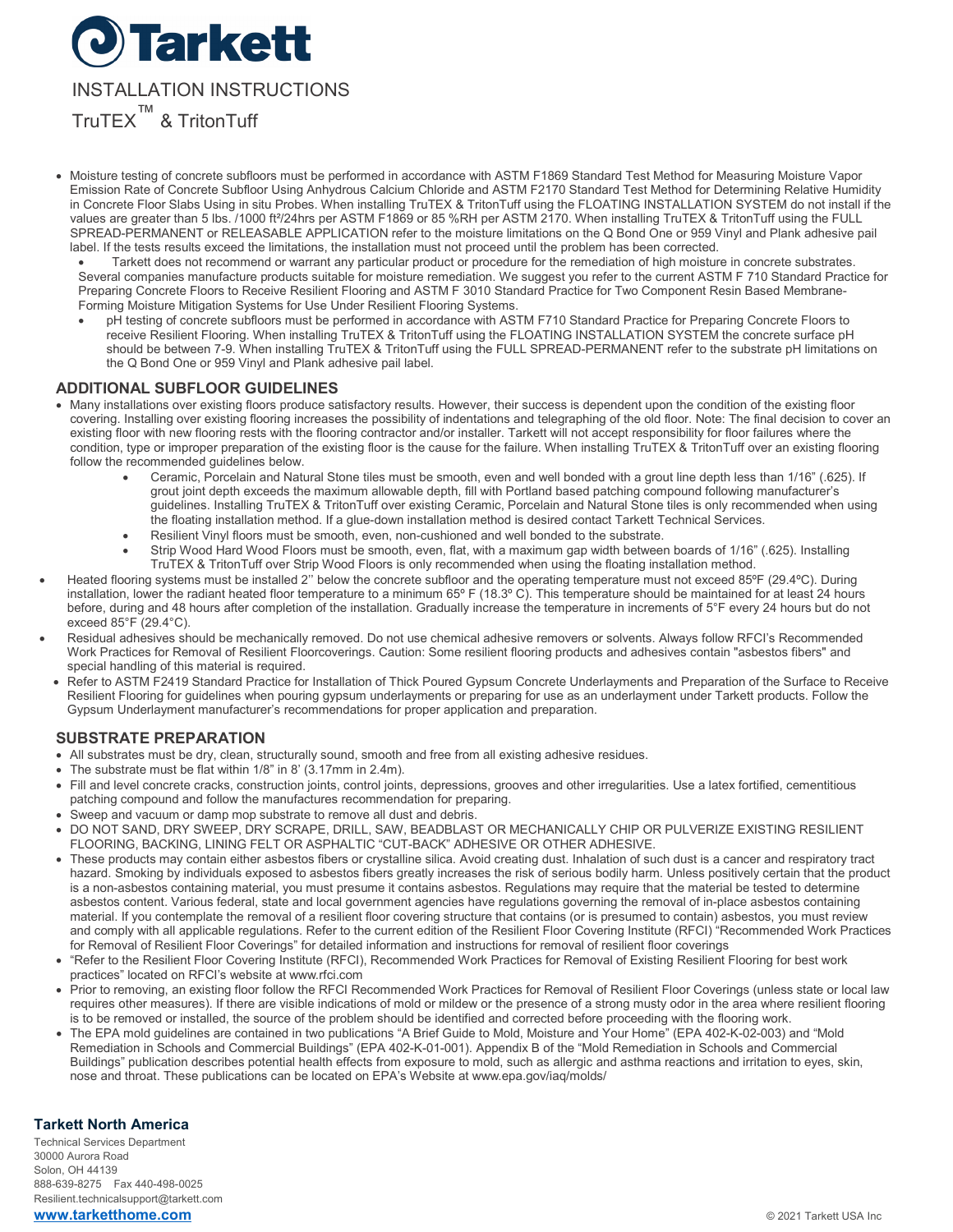# INSTALLATION INSTRUCTIONS

TruTEX™ & TritonTuff

- Moisture testing of concrete subfloors must be performed in accordance with ASTM F1869 Standard Test Method for Measuring Moisture Vapor Emission Rate of Concrete Subfloor Using Anhydrous Calcium Chloride and ASTM F2170 Standard Test Method for Determining Relative Humidity in Concrete Floor Slabs Using in situ Probes. When installing TruTEX & TritonTuff using the FLOATING INSTALLATION SYSTEM do not install if the values are greater than 5 lbs. /1000 ft²/24hrs per ASTM F1869 or 85 %RH per ASTM 2170. When installing TruTEX & TritonTuff using the FULL SPREAD-PERMANENT or RELEASABLE APPLICATION refer to the moisture limitations on the Q Bond One or 959 Vinyl and Plank adhesive pail label. If the tests results exceed the limitations, the installation must not proceed until the problem has been corrected.
  - Tarkett does not recommend or warrant any particular product or procedure for the remediation of high moisture in concrete substrates. Several companies manufacture products suitable for moisture remediation. We suggest you refer to the current ASTM F 710 Standard Practice for Preparing Concrete Floors to Receive Resilient Flooring and ASTM F 3010 Standard Practice for Two Component Resin Based Membrane-Forming Moisture Mitigation Systems for Use Under Resilient Flooring Systems.
  - pH testing of concrete subfloors must be performed in accordance with ASTM F710 Standard Practice for Preparing Concrete Floors to receive Resilient Flooring. When installing TruTEX & TritonTuff using the FLOATING INSTALLATION SYSTEM the concrete surface pH should be between 7-9. When installing TruTEX & TritonTuff using the FULL SPREAD-PERMANENT refer to the substrate pH limitations on the Q Bond One or 959 Vinyl and Plank adhesive pail label.

## ADDITIONAL SUBFLOOR GUIDELINES

- Many installations over existing floors produce satisfactory results. However, their success is dependent upon the condition of the existing floor covering. Installing over existing flooring increases the possibility of indentations and telegraphing of the old floor. Note: The final decision to cover an existing floor with new flooring rests with the flooring contractor and/or installer. Tarkett will not accept responsibility for floor failures where the condition, type or improper preparation of the existing floor is the cause for the failure. When installing TruTEX & TritonTuff over an existing flooring follow the recommended guidelines below.
  - Ceramic, Porcelain and Natural Stone tiles must be smooth, even and well bonded with a grout line depth less than 1/16" (.625). If grout joint depth exceeds the maximum allowable depth, fill with Portland based patching compound following manufacturer's guidelines. Installing TruTEX & TritonTuff over existing Ceramic, Porcelain and Natural Stone tiles is only recommended when using the floating installation method. If a glue-down installation method is desired contact Tarkett Technical Services.
  - Resilient Vinyl floors must be smooth, even, non-cushioned and well bonded to the substrate.
  - Strip Wood Hard Wood Floors must be smooth, even, flat, with a maximum gap width between boards of 1/16" (.625). Installing TruTEX & TritonTuff over Strip Wood Floors is only recommended when using the floating installation method.
- Heated flooring systems must be installed 2'' below the concrete subfloor and the operating temperature must not exceed 85ºF (29.4ºC). During installation, lower the radiant heated floor temperature to a minimum 65º F (18.3º C). This temperature should be maintained for at least 24 hours before, during and 48 hours after completion of the installation. Gradually increase the temperature in increments of 5°F every 24 hours but do not exceed 85°F (29.4°C).
- Residual adhesives should be mechanically removed. Do not use chemical adhesive removers or solvents. Always follow RFCI's Recommended Work Practices for Removal of Resilient Floorcoverings. Caution: Some resilient flooring products and adhesives contain "asbestos fibers" and special handling of this material is required.
- Refer to ASTM F2419 Standard Practice for Installation of Thick Poured Gypsum Concrete Underlayments and Preparation of the Surface to Receive Resilient Flooring for guidelines when pouring gypsum underlayments or preparing for use as an underlayment under Tarkett products. Follow the Gypsum Underlayment manufacturer's recommendations for proper application and preparation.

## SUBSTRATE PREPARATION

- All substrates must be dry, clean, structurally sound, smooth and free from all existing adhesive residues.
- The substrate must be flat within 1/8" in 8' (3.17mm in 2.4m).
- Fill and level concrete cracks, construction joints, control joints, depressions, grooves and other irregularities. Use a latex fortified, cementitious patching compound and follow the manufactures recommendation for preparing.
- Sweep and vacuum or damp mop substrate to remove all dust and debris.
- DO NOT SAND, DRY SWEEP, DRY SCRAPE, DRILL, SAW, BEADBLAST OR MECHANICALLY CHIP OR PULVERIZE EXISTING RESILIENT FLOORING, BACKING, LINING FELT OR ASPHALTIC "CUT-BACK" ADHESIVE OR OTHER ADHESIVE.
- These products may contain either asbestos fibers or crystalline silica. Avoid creating dust. Inhalation of such dust is a cancer and respiratory tract hazard. Smoking by individuals exposed to asbestos fibers greatly increases the risk of serious bodily harm. Unless positively certain that the product is a non-asbestos containing material, you must presume it contains asbestos. Regulations may require that the material be tested to determine asbestos content. Various federal, state and local government agencies have regulations governing the removal of in-place asbestos containing material. If you contemplate the removal of a resilient floor covering structure that contains (or is presumed to contain) asbestos, you must review and comply with all applicable regulations. Refer to the current edition of the Resilient Floor Covering Institute (RFCI) "Recommended Work Practices for Removal of Resilient Floor Coverings" for detailed information and instructions for removal of resilient floor coverings
- "Refer to the Resilient Floor Covering Institute (RFCI), Recommended Work Practices for Removal of Existing Resilient Flooring for best work practices" located on RFCI's website at www.rfci.com
- Prior to removing, an existing floor follow the RFCI Recommended Work Practices for Removal of Resilient Floor Coverings (unless state or local law requires other measures). If there are visible indications of mold or mildew or the presence of a strong musty odor in the area where resilient flooring is to be removed or installed, the source of the problem should be identified and corrected before proceeding with the flooring work.
- The EPA mold guidelines are contained in two publications "A Brief Guide to Mold, Moisture and Your Home" (EPA 402-K-02-003) and "Mold Remediation in Schools and Commercial Buildings" (EPA 402-K-01-001). Appendix B of the "Mold Remediation in Schools and Commercial Buildings" publication describes potential health effects from exposure to mold, such as allergic and asthma reactions and irritation to eyes, skin, nose and throat. These publications can be located on EPA's Website at www.epa.gov/iaq/molds/

**Tarkett North America**
Technical Services Department
30000 Aurora Road
Solon, OH 44139
888-639-8275 Fax 440-498-0025
Resilient.technicalsupport@tarkett.com
**www.tarketthome.com**

© 2021 Tarkett USA Inc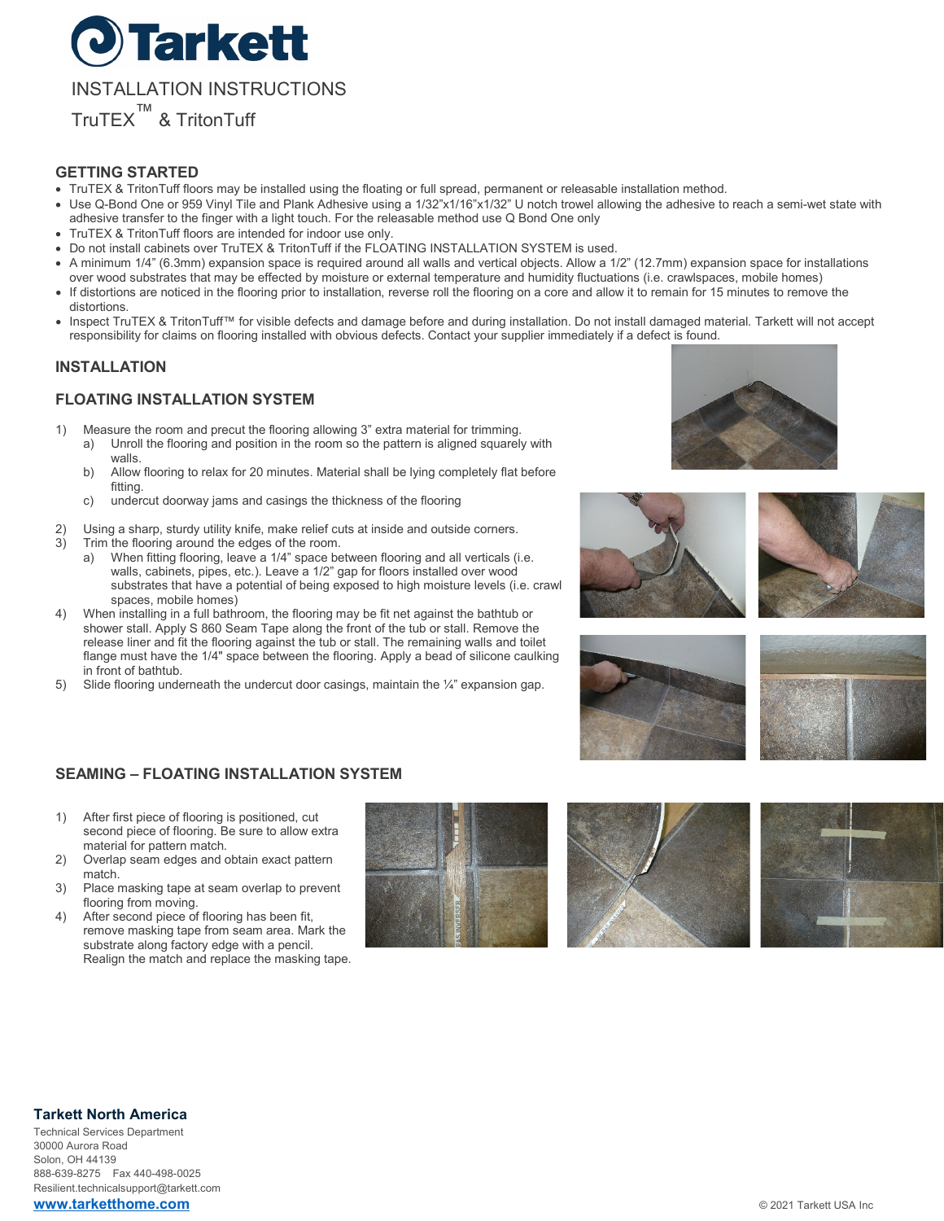# Tarkett

INSTALLATION INSTRUCTIONS

TruTEX™ & TritonTuff

## GETTING STARTED

- TruTEX & TritonTuff floors may be installed using the floating or full spread, permanent or releasable installation method.
- Use Q-Bond One or 959 Vinyl Tile and Plank Adhesive using a 1/32"x1/16"x1/32" U notch trowel allowing the adhesive to reach a semi-wet state with adhesive transfer to the finger with a light touch. For the releasable method use Q Bond One only
- TruTEX & TritonTuff floors are intended for indoor use only.
- Do not install cabinets over TruTEX & TritonTuff if the FLOATING INSTALLATION SYSTEM is used.
- A minimum 1/4" (6.3mm) expansion space is required around all walls and vertical objects. Allow a 1/2" (12.7mm) expansion space for installations over wood substrates that may be effected by moisture or external temperature and humidity fluctuations (i.e. crawlspaces, mobile homes)
- If distortions are noticed in the flooring prior to installation, reverse roll the flooring on a core and allow it to remain for 15 minutes to remove the distortions.
- Inspect TruTEX & TritonTuff™ for visible defects and damage before and during installation. Do not install damaged material. Tarkett will not accept responsibility for claims on flooring installed with obvious defects. Contact your supplier immediately if a defect is found.

## INSTALLATION

### FLOATING INSTALLATION SYSTEM

1) Measure the room and precut the flooring allowing 3" extra material for trimming.
   a) Unroll the flooring and position in the room so the pattern is aligned squarely with walls.
   b) Allow flooring to relax for 20 minutes. Material shall be lying completely flat before fitting.
   c) undercut doorway jams and casings the thickness of the flooring
2) Using a sharp, sturdy utility knife, make relief cuts at inside and outside corners.
3) Trim the flooring around the edges of the room.
   a) When fitting flooring, leave a 1/4" space between flooring and all verticals (i.e. walls, cabinets, pipes, etc.). Leave a 1/2" gap for floors installed over wood substrates that have a potential of being exposed to high moisture levels (i.e. crawl spaces, mobile homes)
4) When installing in a full bathroom, the flooring may be fit net against the bathtub or shower stall. Apply S 860 Seam Tape along the front of the tub or stall. Remove the release liner and fit the flooring against the tub or stall. The remaining walls and toilet flange must have the 1/4" space between the flooring. Apply a bead of silicone caulking in front of bathtub.
5) Slide flooring underneath the undercut door casings, maintain the ¼" expansion gap.

### SEAMING – FLOATING INSTALLATION SYSTEM

1) After first piece of flooring is positioned, cut second piece of flooring. Be sure to allow extra material for pattern match.
2) Overlap seam edges and obtain exact pattern match.
3) Place masking tape at seam overlap to prevent flooring from moving.
4) After second piece of flooring has been fit, remove masking tape from seam area. Mark the substrate along factory edge with a pencil. Realign the match and replace the masking tape.

**Tarkett North America**

Technical Services Department
30000 Aurora Road
Solon, OH 44139
888-639-8275 Fax 440-498-0025
Resilient.technicalsupport@tarkett.com
www.tarketthome.com

© 2021 Tarkett USA Inc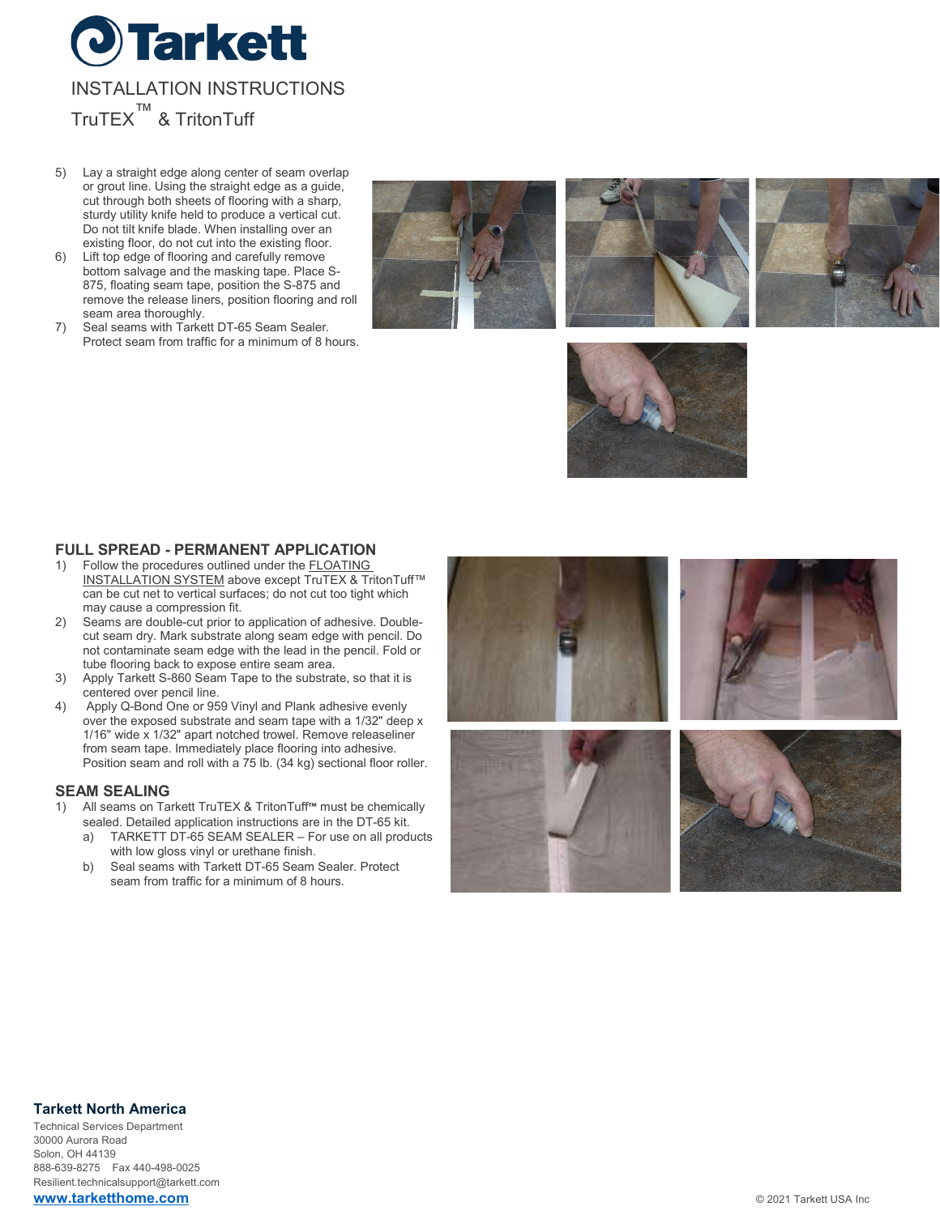5) Lay a straight edge along center of seam overlap or grout line. Using the straight edge as a guide, cut through both sheets of flooring with a sharp, sturdy utility knife held to produce a vertical cut. Do not tilt knife blade. When installing over an existing floor, do not cut into the existing floor.
6) Lift top edge of flooring and carefully remove bottom salvage and the masking tape. Place S-875, floating seam tape, position the S-875 and remove the release liners, position flooring and roll seam area thoroughly.
7) Seal seams with Tarkett DT-65 Seam Sealer. Protect seam from traffic for a minimum of 8 hours.

## FULL SPREAD - PERMANENT APPLICATION

1) Follow the procedures outlined under the FLOATING INSTALLATION SYSTEM above except TruTEX & TritonTuff™ can be cut net to vertical surfaces; do not cut too tight which may cause a compression fit.
2) Seams are double-cut prior to application of adhesive. Double-cut seam dry. Mark substrate along seam edge with pencil. Do not contaminate seam edge with the lead in the pencil. Fold or tube flooring back to expose entire seam area.
3) Apply Tarkett S-860 Seam Tape to the substrate, so that it is centered over pencil line.
4) Apply Q-Bond One or 959 Vinyl and Plank adhesive evenly over the exposed substrate and seam tape with a 1/32" deep x 1/16" wide x 1/32" apart notched trowel. Remove releaseliner from seam tape. Immediately place flooring into adhesive. Position seam and roll with a 75 lb. (34 kg) sectional floor roller.

## SEAM SEALING

1) All seams on Tarkett TruTEX & TritonTuff™ must be chemically sealed. Detailed application instructions are in the DT-65 kit.
   a) TARKETT DT-65 SEAM SEALER – For use on all products with low gloss vinyl or urethane finish.
   b) Seal seams with Tarkett DT-65 Seam Sealer. Protect seam from traffic for a minimum of 8 hours.

**Tarkett North America**
Technical Services Department
30000 Aurora Road
Solon, OH 44139
888-639-8275 Fax 440-498-0025
Resilient.technicalsupport@tarkett.com
**www.tarketthome.com**

© 2021 Tarkett USA Inc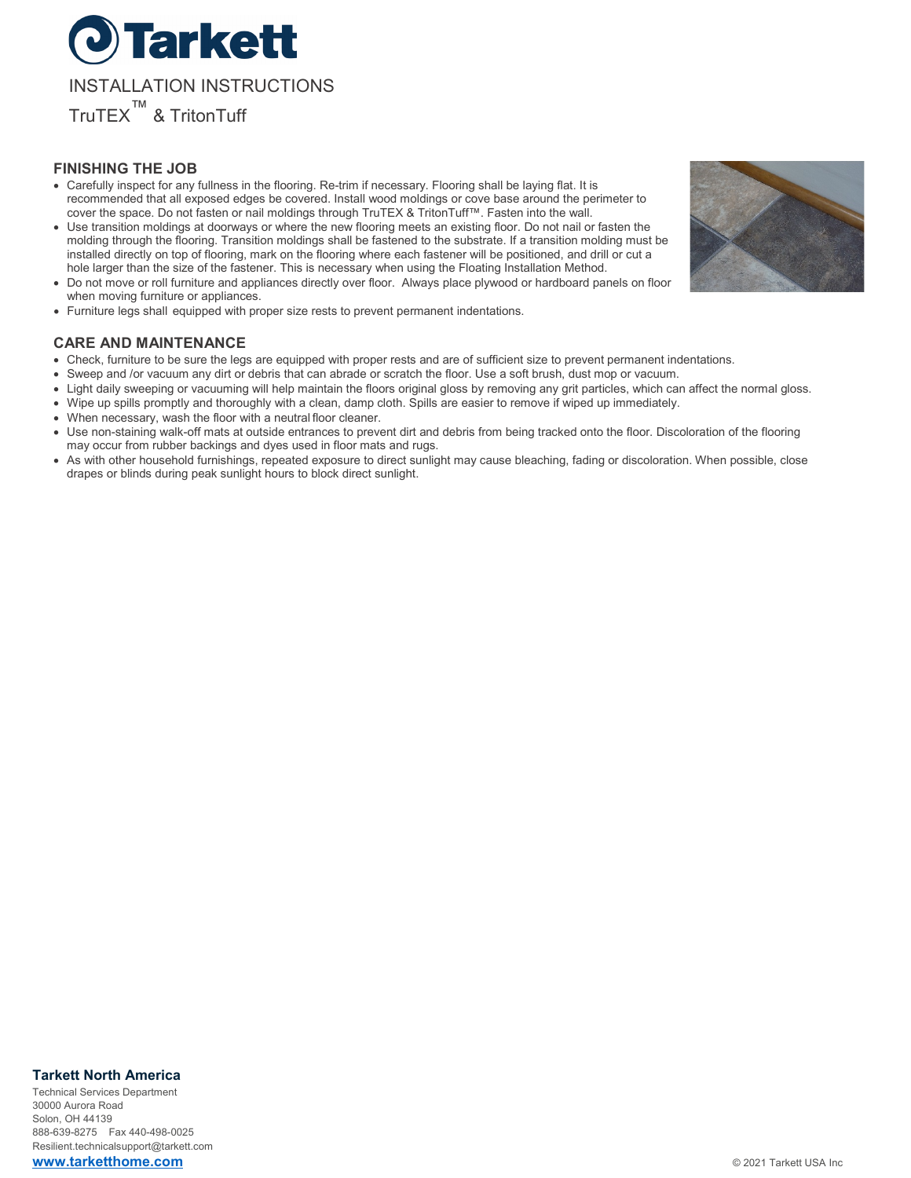# Tarkett

INSTALLATION INSTRUCTIONS

TruTEX™ & TritonTuff

## FINISHING THE JOB

- Carefully inspect for any fullness in the flooring. Re-trim if necessary. Flooring shall be laying flat. It is recommended that all exposed edges be covered. Install wood moldings or cove base around the perimeter to cover the space. Do not fasten or nail moldings through TruTEX & TritonTuff™. Fasten into the wall.
- Use transition moldings at doorways or where the new flooring meets an existing floor. Do not nail or fasten the molding through the flooring. Transition moldings shall be fastened to the substrate. If a transition molding must be installed directly on top of flooring, mark on the flooring where each fastener will be positioned, and drill or cut a hole larger than the size of the fastener. This is necessary when using the Floating Installation Method.
- Do not move or roll furniture and appliances directly over floor. Always place plywood or hardboard panels on floor when moving furniture or appliances.
- Furniture legs shall equipped with proper size rests to prevent permanent indentations.

## CARE AND MAINTENANCE

- Check, furniture to be sure the legs are equipped with proper rests and are of sufficient size to prevent permanent indentations.
- Sweep and /or vacuum any dirt or debris that can abrade or scratch the floor. Use a soft brush, dust mop or vacuum.
- Light daily sweeping or vacuuming will help maintain the floors original gloss by removing any grit particles, which can affect the normal gloss.
- Wipe up spills promptly and thoroughly with a clean, damp cloth. Spills are easier to remove if wiped up immediately.
- When necessary, wash the floor with a neutral floor cleaner.
- Use non-staining walk-off mats at outside entrances to prevent dirt and debris from being tracked onto the floor. Discoloration of the flooring may occur from rubber backings and dyes used in floor mats and rugs.
- As with other household furnishings, repeated exposure to direct sunlight may cause bleaching, fading or discoloration. When possible, close drapes or blinds during peak sunlight hours to block direct sunlight.

**Tarkett North America**

Technical Services Department
30000 Aurora Road
Solon, OH 44139
888-639-8275 Fax 440-498-0025
Resilient.technicalsupport@tarkett.com
**www.tarketthome.com**

© 2021 Tarkett USA Inc